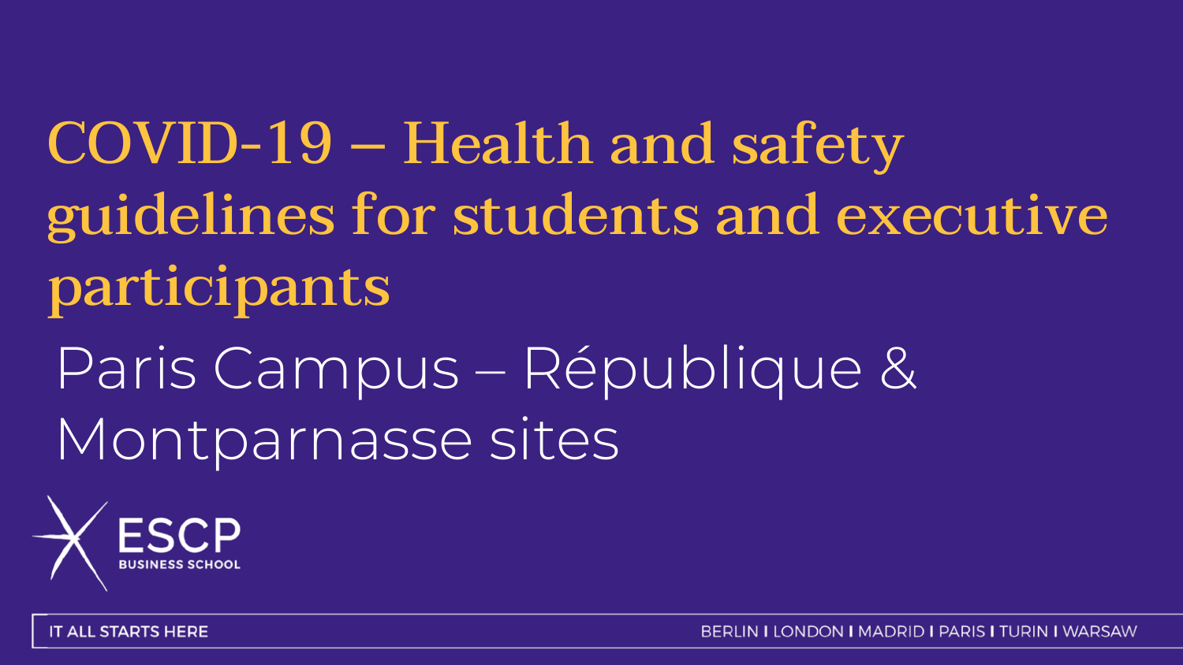# COVID-19 – Health and safety guidelines for students and executive participants

## Paris Campus – République & Montparnasse sites

ESCP BUSINESS SCHOOL

IT ALL STARTS HERE

BERLIN I LONDON I MADRID I PARIS I TURIN I WARSAW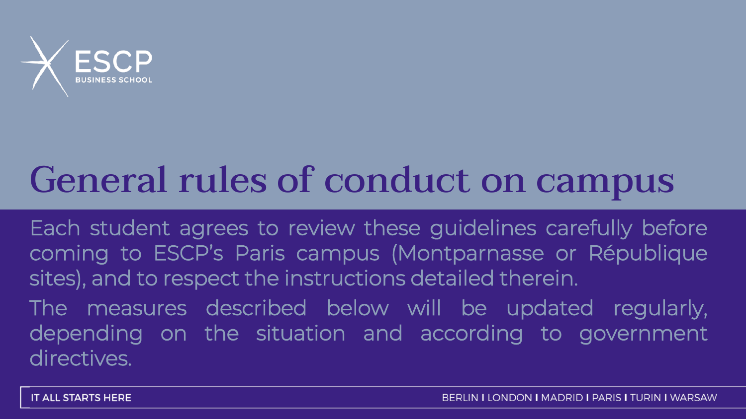# General rules of conduct on campus

Each student agrees to review these guidelines carefully before coming to ESCP's Paris campus (Montparnasse or République sites), and to respect the instructions detailed therein.

The measures described below will be updated regularly, depending on the situation and according to government directives.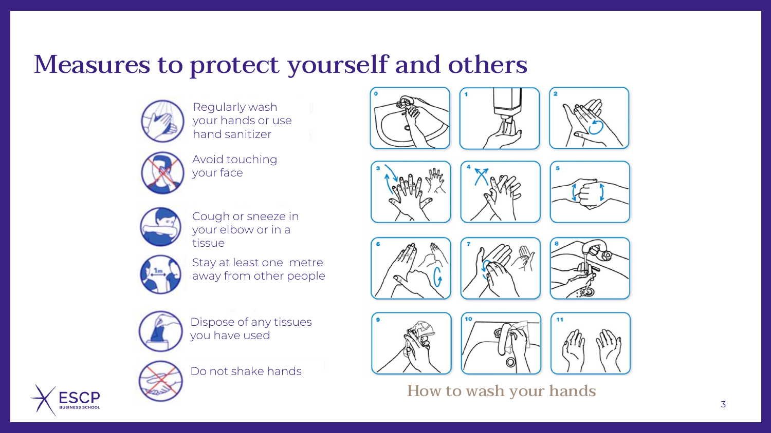# Measures to protect yourself and others

- Regularly wash your hands or use hand sanitizer
- Avoid touching your face
- Cough or sneeze in your elbow or in a tissue
- Stay at least one metre away from other people
- Dispose of any tissues you have used
- Do not shake hands

How to wash your hands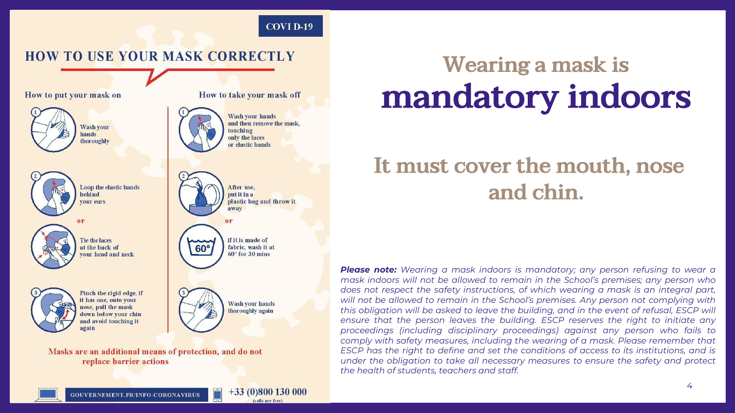COVI D-19

## HOW TO USE YOUR MASK CORRECTLY

### How to put your mask on

1. Wash your hands thoroughly
2. Loop the elastic bands behind your ears

   or

   Tie the laces at the back of your head and neck
3. Pinch the rigid edge, if it has one, onto your nose, pull the mask down below your chin and avoid touching it again

### How to take your mask off

1. Wash your hands and then remove the mask, touching only the laces or elastic bands
2. After use, put it in a plastic bag and throw it away

   or

   if it is made of fabric, wash it at 60° for 30 mins
3. Wash your hands thoroughly again

Masks are an additional means of protection, and do not replace barrier actions

GOUVERNEMENT.FR/INFO-CORONAVIRUS

+33 (0)800 130 000 (calls are free)

# Wearing a mask is mandatory indoors

## It must cover the mouth, nose and chin.

***Please note:*** *Wearing a mask indoors is mandatory; any person refusing to wear a mask indoors will not be allowed to remain in the School's premises; any person who does not respect the safety instructions, of which wearing a mask is an integral part, will not be allowed to remain in the School's premises. Any person not complying with this obligation will be asked to leave the building, and in the event of refusal, ESCP will ensure that the person leaves the building. ESCP reserves the right to initiate any proceedings (including disciplinary proceedings) against any person who fails to comply with safety measures, including the wearing of a mask. Please remember that ESCP has the right to define and set the conditions of access to its institutions, and is under the obligation to take all necessary measures to ensure the safety and protect the health of students, teachers and staff.*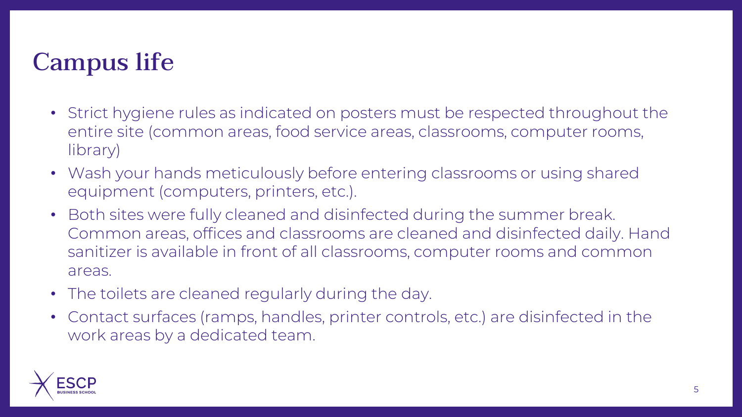# Campus life

- Strict hygiene rules as indicated on posters must be respected throughout the entire site (common areas, food service areas, classrooms, computer rooms, library)
- Wash your hands meticulously before entering classrooms or using shared equipment (computers, printers, etc.).
- Both sites were fully cleaned and disinfected during the summer break. Common areas, offices and classrooms are cleaned and disinfected daily. Hand sanitizer is available in front of all classrooms, computer rooms and common areas.
- The toilets are cleaned regularly during the day.
- Contact surfaces (ramps, handles, printer controls, etc.) are disinfected in the work areas by a dedicated team.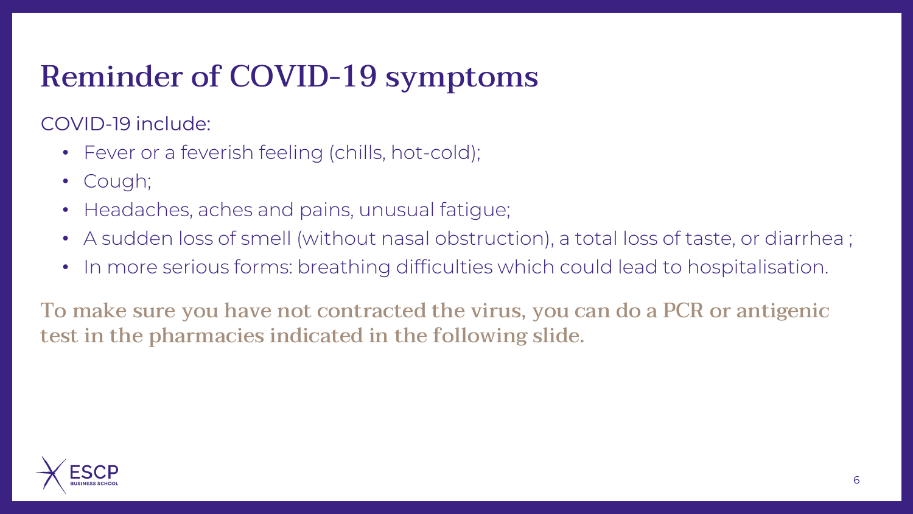# Reminder of COVID-19 symptoms

COVID-19 include:

- Fever or a feverish feeling (chills, hot-cold);
- Cough;
- Headaches, aches and pains, unusual fatigue;
- A sudden loss of smell (without nasal obstruction), a total loss of taste, or diarrhea ;
- In more serious forms: breathing difficulties which could lead to hospitalisation.

**To make sure you have not contracted the virus, you can do a PCR or antigenic test in the pharmacies indicated in the following slide.**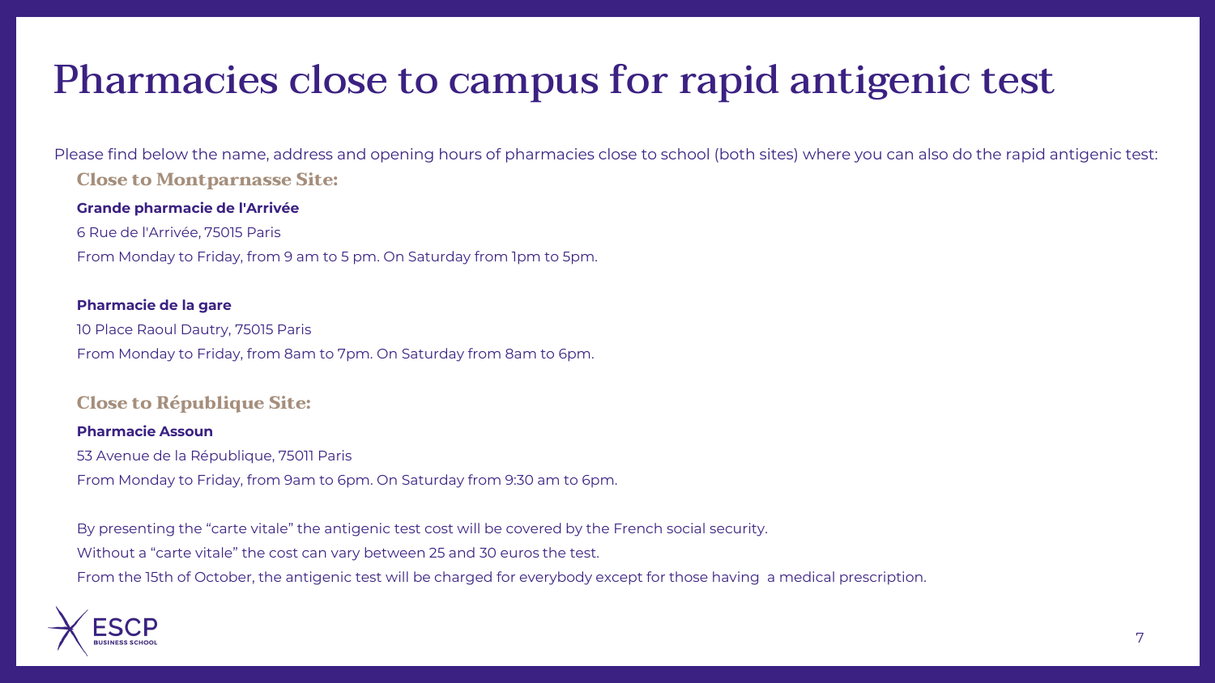# Pharmacies close to campus for rapid antigenic test

Please find below the name, address and opening hours of pharmacies close to school (both sites) where you can also do the rapid antigenic test:

## Close to Montparnasse Site:

**Grande pharmacie de l'Arrivée**

6 Rue de l'Arrivée, 75015 Paris

From Monday to Friday, from 9 am to 5 pm. On Saturday from 1pm to 5pm.

**Pharmacie de la gare**

10 Place Raoul Dautry, 75015 Paris

From Monday to Friday, from 8am to 7pm. On Saturday from 8am to 6pm.

## Close to République Site:

**Pharmacie Assoun**

53 Avenue de la République, 75011 Paris

From Monday to Friday, from 9am to 6pm. On Saturday from 9:30 am to 6pm.

By presenting the "carte vitale" the antigenic test cost will be covered by the French social security.

Without a "carte vitale" the cost can vary between 25 and 30 euros the test.

From the 15th of October, the antigenic test will be charged for everybody except for those having a medical prescription.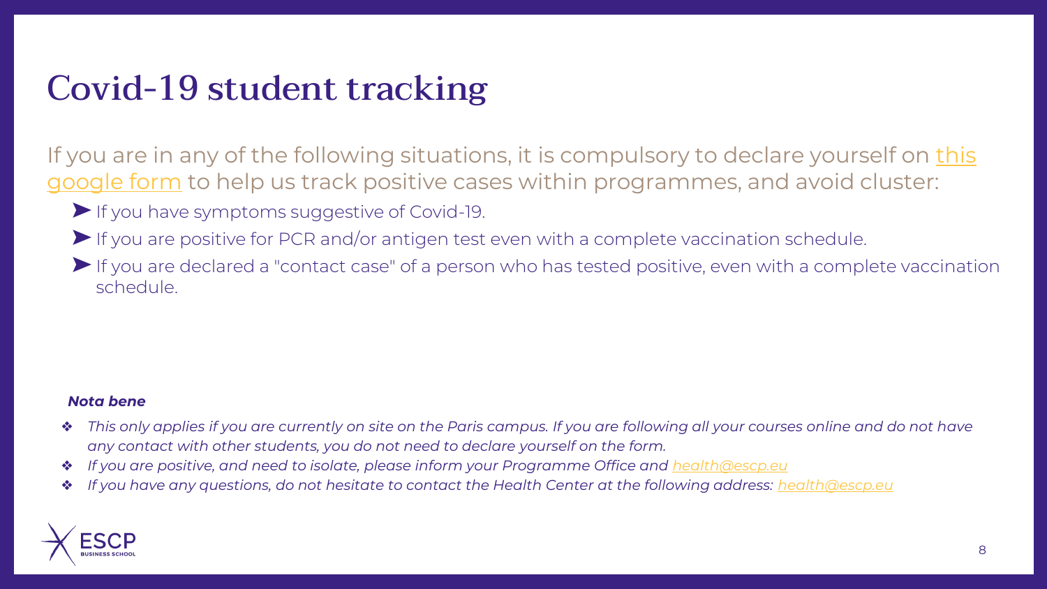# Covid-19 student tracking

If you are in any of the following situations, it is compulsory to declare yourself on this google form to help us track positive cases within programmes, and avoid cluster:

- If you have symptoms suggestive of Covid-19.
- If you are positive for PCR and/or antigen test even with a complete vaccination schedule.
- If you are declared a "contact case" of a person who has tested positive, even with a complete vaccination schedule.

***Nota bene***

- *This only applies if you are currently on site on the Paris campus. If you are following all your courses online and do not have any contact with other students, you do not need to declare yourself on the form.*
- *If you are positive, and need to isolate, please inform your Programme Office and health@escp.eu*
- *If you have any questions, do not hesitate to contact the Health Center at the following address: health@escp.eu*

ESCP BUSINESS SCHOOL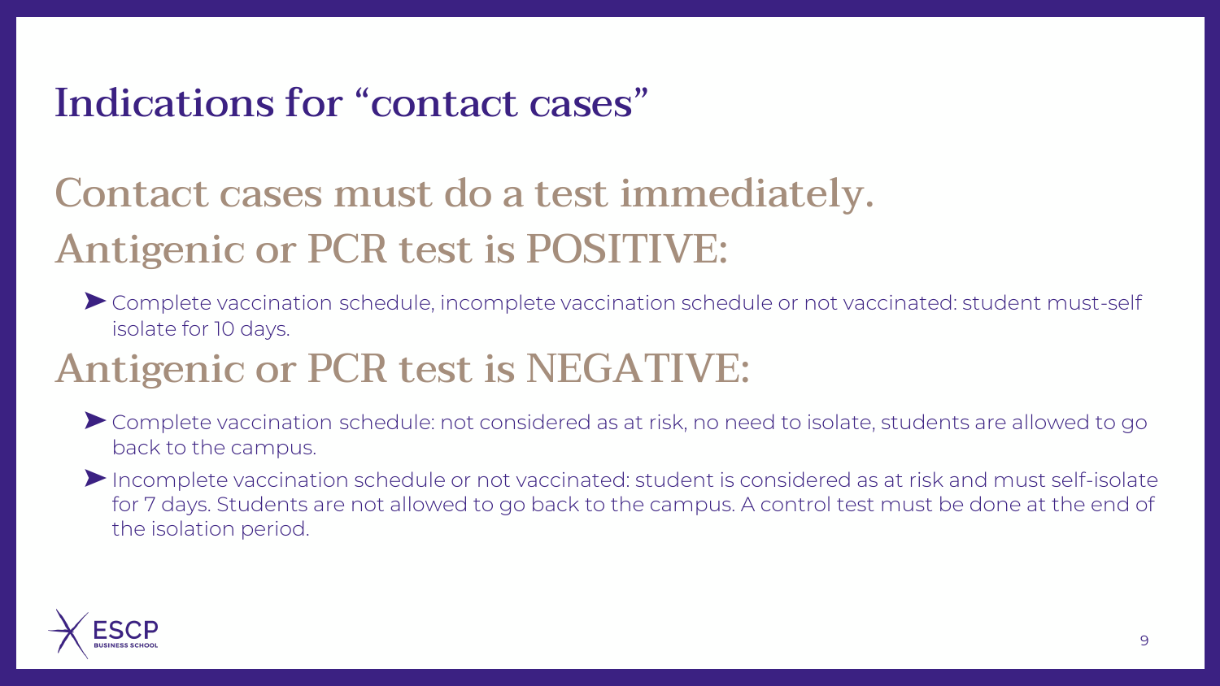# Indications for “contact cases”

## Contact cases must do a test immediately.

## Antigenic or PCR test is POSITIVE:

- Complete vaccination schedule, incomplete vaccination schedule or not vaccinated: student must-self isolate for 10 days.

## Antigenic or PCR test is NEGATIVE:

- Complete vaccination schedule: not considered as at risk, no need to isolate, students are allowed to go back to the campus.
- Incomplete vaccination schedule or not vaccinated: student is considered as at risk and must self-isolate for 7 days. Students are not allowed to go back to the campus. A control test must be done at the end of the isolation period.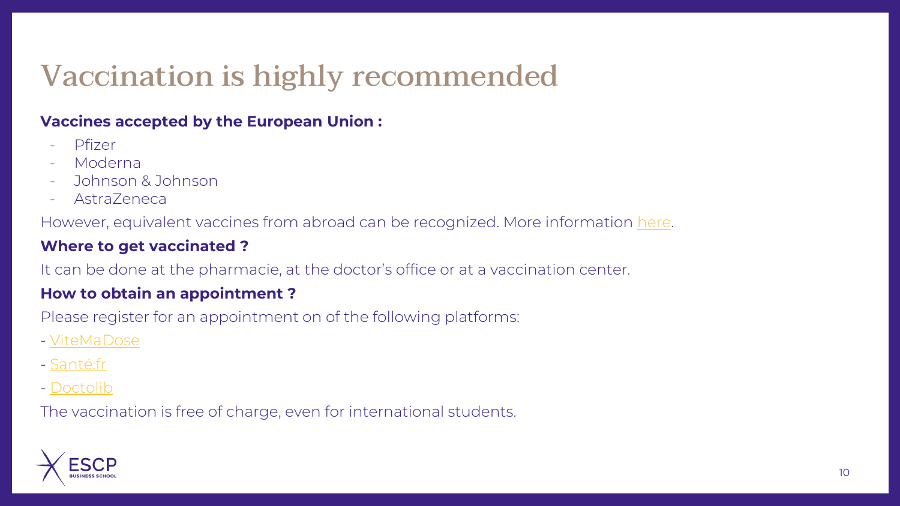# Vaccination is highly recommended

**Vaccines accepted by the European Union :**

- Pfizer
- Moderna
- Johnson & Johnson
- AstraZeneca

However, equivalent vaccines from abroad can be recognized. More information here.

**Where to get vaccinated ?**

It can be done at the pharmacie, at the doctor's office or at a vaccination center.

**How to obtain an appointment ?**

Please register for an appointment on of the following platforms:

- ViteMaDose
- Santé.fr
- Doctolib

The vaccination is free of charge, even for international students.